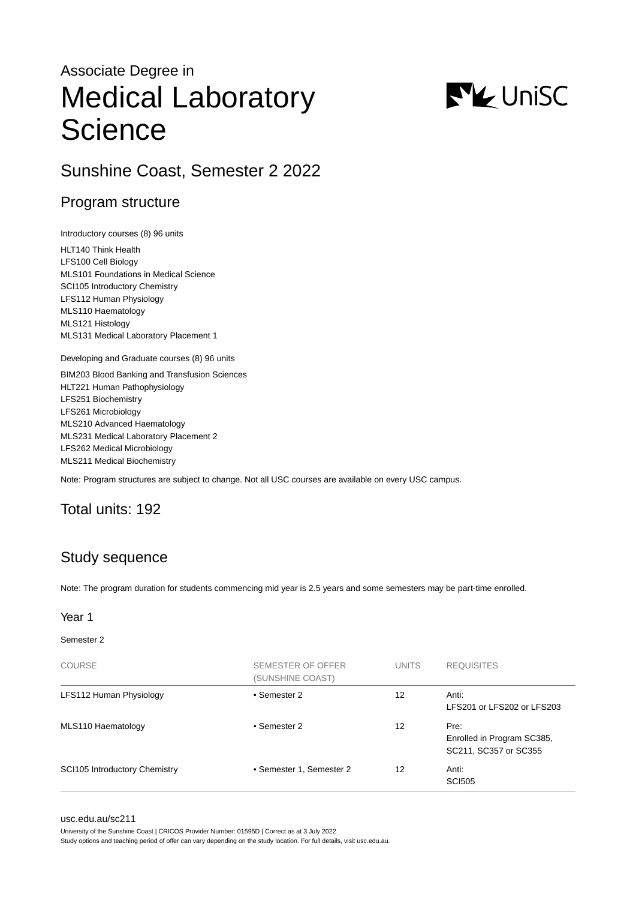Associate Degree in

# Medical Laboratory Science

## Sunshine Coast, Semester 2 2022

## Program structure

Introductory courses (8) 96 units

HLT140 Think Health
LFS100 Cell Biology
MLS101 Foundations in Medical Science
SCI105 Introductory Chemistry
LFS112 Human Physiology
MLS110 Haematology
MLS121 Histology
MLS131 Medical Laboratory Placement 1

Developing and Graduate courses (8) 96 units

BIM203 Blood Banking and Transfusion Sciences
HLT221 Human Pathophysiology
LFS251 Biochemistry
LFS261 Microbiology
MLS210 Advanced Haematology
MLS231 Medical Laboratory Placement 2
LFS262 Medical Microbiology
MLS211 Medical Biochemistry

Note: Program structures are subject to change. Not all USC courses are available on every USC campus.

## Total units: 192

## Study sequence

Note: The program duration for students commencing mid year is 2.5 years and some semesters may be part-time enrolled.

### Year 1

Semester 2

| COURSE | SEMESTER OF OFFER (SUNSHINE COAST) | UNITS | REQUISITES |
|---|---|---|---|
| LFS112 Human Physiology | • Semester 2 | 12 | Anti: LFS201 or LFS202 or LFS203 |
| MLS110 Haematology | • Semester 2 | 12 | Pre: Enrolled in Program SC385, SC211, SC357 or SC355 |
| SCI105 Introductory Chemistry | • Semester 1, Semester 2 | 12 | Anti: SCI505 |

usc.edu.au/sc211
University of the Sunshine Coast | CRICOS Provider Number: 01595D | Correct as at 3 July 2022
Study options and teaching period of offer can vary depending on the study location. For full details, visit usc.edu.au.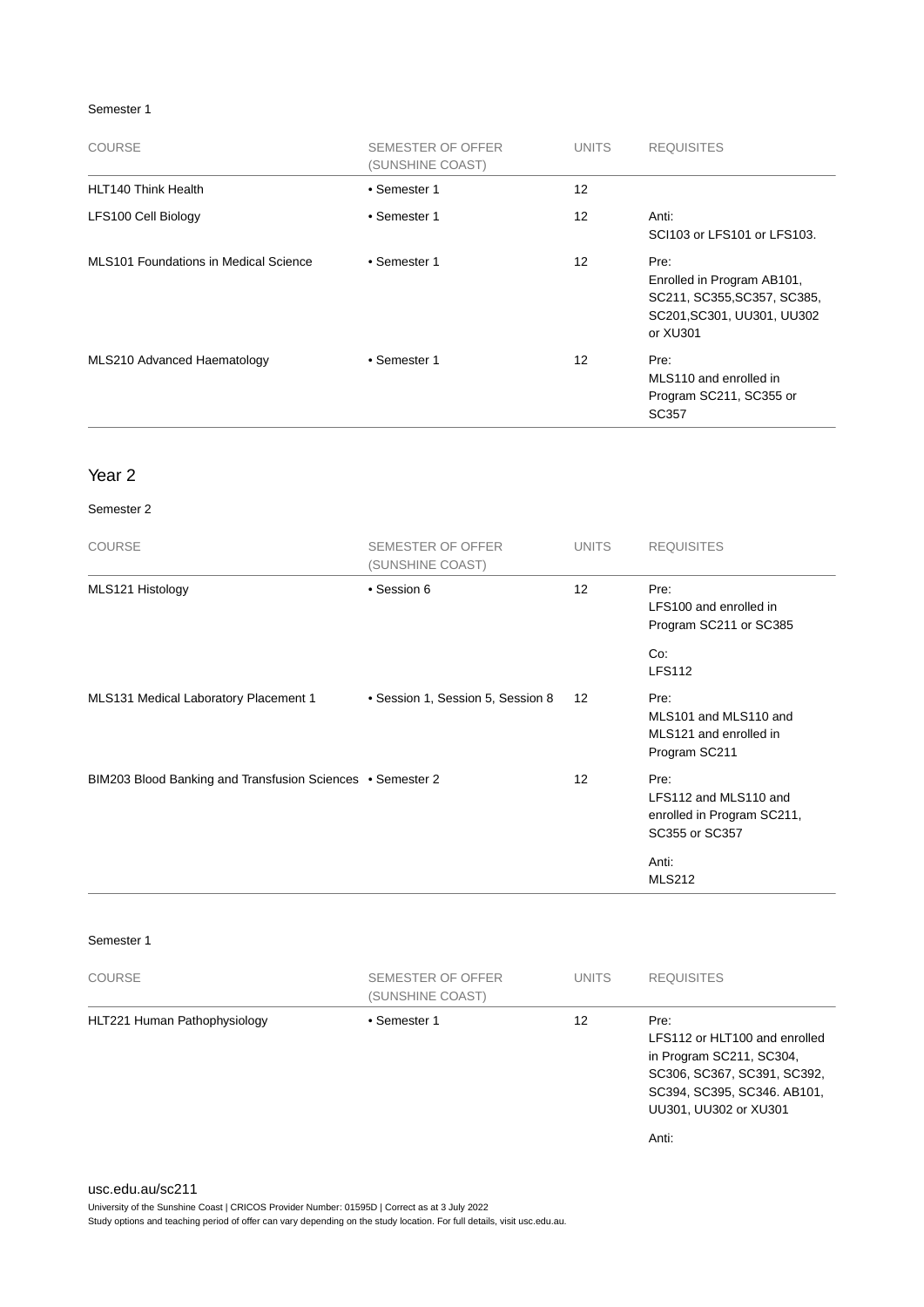Semester 1

| COURSE | SEMESTER OF OFFER (SUNSHINE COAST) | UNITS | REQUISITES |
|---|---|---|---|
| HLT140 Think Health | • Semester 1 | 12 | |
| LFS100 Cell Biology | • Semester 1 | 12 | Anti: SCI103 or LFS101 or LFS103. |
| MLS101 Foundations in Medical Science | • Semester 1 | 12 | Pre: Enrolled in Program AB101, SC211, SC355,SC357, SC385, SC201,SC301, UU301, UU302 or XU301 |
| MLS210 Advanced Haematology | • Semester 1 | 12 | Pre: MLS110 and enrolled in Program SC211, SC355 or SC357 |

## Year 2

Semester 2

| COURSE | SEMESTER OF OFFER (SUNSHINE COAST) | UNITS | REQUISITES |
|---|---|---|---|
| MLS121 Histology | • Session 6 | 12 | Pre: LFS100 and enrolled in Program SC211 or SC385<br><br>Co: LFS112 |
| MLS131 Medical Laboratory Placement 1 | • Session 1, Session 5, Session 8 | 12 | Pre: MLS101 and MLS110 and MLS121 and enrolled in Program SC211 |
| BIM203 Blood Banking and Transfusion Sciences | • Semester 2 | 12 | Pre: LFS112 and MLS110 and enrolled in Program SC211, SC355 or SC357<br><br>Anti: MLS212 |

Semester 1

| COURSE | SEMESTER OF OFFER (SUNSHINE COAST) | UNITS | REQUISITES |
|---|---|---|---|
| HLT221 Human Pathophysiology | • Semester 1 | 12 | Pre: LFS112 or HLT100 and enrolled in Program SC211, SC304, SC306, SC367, SC391, SC392, SC394, SC395, SC346. AB101, UU301, UU302 or XU301<br><br>Anti: |

usc.edu.au/sc211

University of the Sunshine Coast | CRICOS Provider Number: 01595D | Correct as at 3 July 2022

Study options and teaching period of offer can vary depending on the study location. For full details, visit usc.edu.au.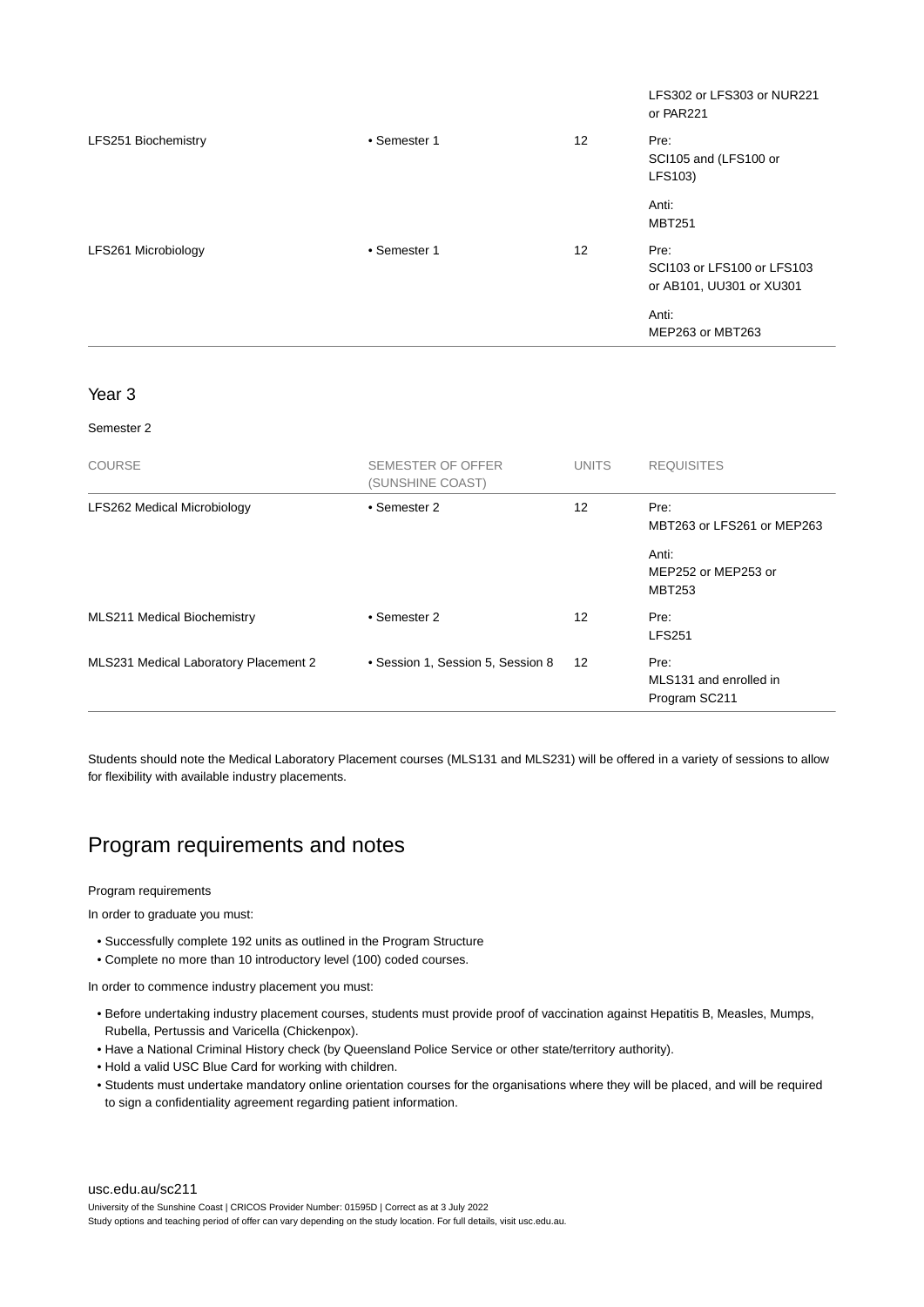| COURSE | SEMESTER OF OFFER (SUNSHINE COAST) | UNITS | REQUISITES |
| --- | --- | --- | --- |
| | | | LFS302 or LFS303 or NUR221 or PAR221 |
| LFS251 Biochemistry | • Semester 1 | 12 | Pre: SCI105 and (LFS100 or LFS103) Anti: MBT251 |
| LFS261 Microbiology | • Semester 1 | 12 | Pre: SCI103 or LFS100 or LFS103 or AB101, UU301 or XU301 Anti: MEP263 or MBT263 |

### Year 3

Semester 2

| COURSE | SEMESTER OF OFFER (SUNSHINE COAST) | UNITS | REQUISITES |
| --- | --- | --- | --- |
| LFS262 Medical Microbiology | • Semester 2 | 12 | Pre: MBT263 or LFS261 or MEP263 Anti: MEP252 or MEP253 or MBT253 |
| MLS211 Medical Biochemistry | • Semester 2 | 12 | Pre: LFS251 |
| MLS231 Medical Laboratory Placement 2 | • Session 1, Session 5, Session 8 | 12 | Pre: MLS131 and enrolled in Program SC211 |

Students should note the Medical Laboratory Placement courses (MLS131 and MLS231) will be offered in a variety of sessions to allow for flexibility with available industry placements.

## Program requirements and notes

Program requirements

In order to graduate you must:

- Successfully complete 192 units as outlined in the Program Structure
- Complete no more than 10 introductory level (100) coded courses.

In order to commence industry placement you must:

- Before undertaking industry placement courses, students must provide proof of vaccination against Hepatitis B, Measles, Mumps, Rubella, Pertussis and Varicella (Chickenpox).
- Have a National Criminal History check (by Queensland Police Service or other state/territory authority).
- Hold a valid USC Blue Card for working with children.
- Students must undertake mandatory online orientation courses for the organisations where they will be placed, and will be required to sign a confidentiality agreement regarding patient information.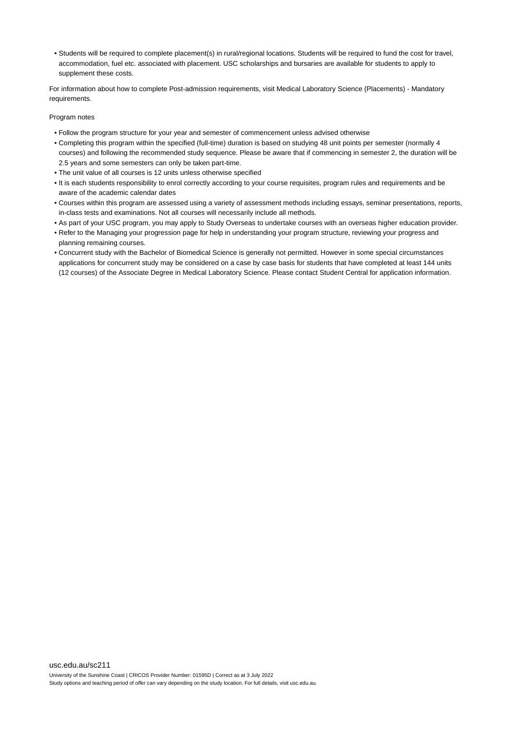- Students will be required to complete placement(s) in rural/regional locations. Students will be required to fund the cost for travel, accommodation, fuel etc. associated with placement. USC scholarships and bursaries are available for students to apply to supplement these costs.

For information about how to complete Post-admission requirements, visit Medical Laboratory Science (Placements) - Mandatory requirements.

Program notes

- Follow the program structure for your year and semester of commencement unless advised otherwise
- Completing this program within the specified (full-time) duration is based on studying 48 unit points per semester (normally 4 courses) and following the recommended study sequence. Please be aware that if commencing in semester 2, the duration will be 2.5 years and some semesters can only be taken part-time.
- The unit value of all courses is 12 units unless otherwise specified
- It is each students responsibility to enrol correctly according to your course requisites, program rules and requirements and be aware of the academic calendar dates
- Courses within this program are assessed using a variety of assessment methods including essays, seminar presentations, reports, in-class tests and examinations. Not all courses will necessarily include all methods.
- As part of your USC program, you may apply to Study Overseas to undertake courses with an overseas higher education provider.
- Refer to the Managing your progression page for help in understanding your program structure, reviewing your progress and planning remaining courses.
- Concurrent study with the Bachelor of Biomedical Science is generally not permitted. However in some special circumstances applications for concurrent study may be considered on a case by case basis for students that have completed at least 144 units (12 courses) of the Associate Degree in Medical Laboratory Science. Please contact Student Central for application information.